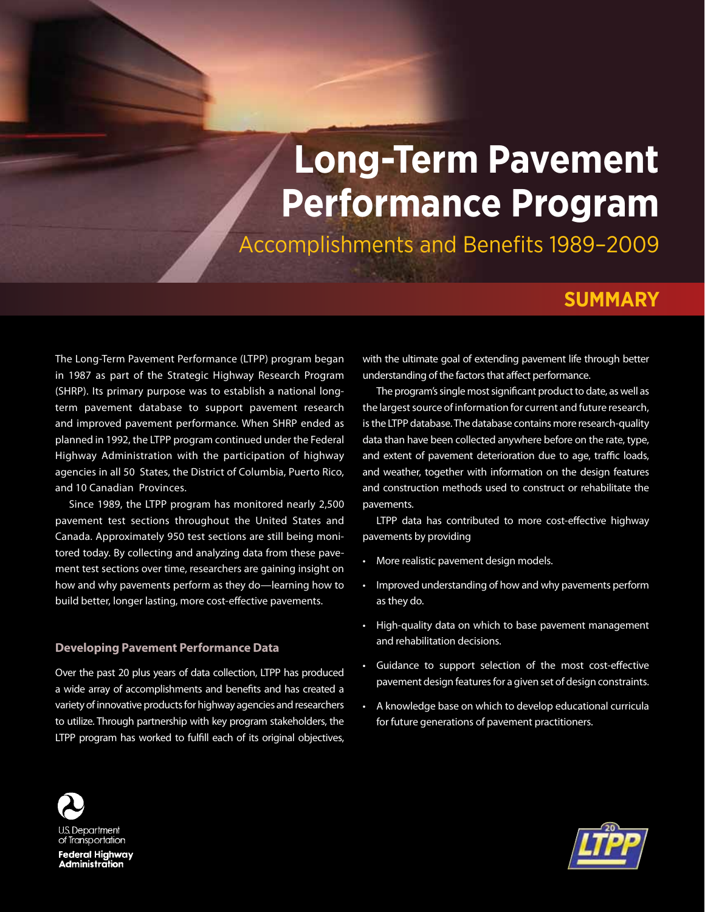# Long-Term Pavement Performance Program

## Accomplishments and Benefits 1989–2009

## SUMMARY

The Long-Term Pavement Performance (LTPP) program began in 1987 as part of the Strategic Highway Research Program (SHRP). Its primary purpose was to establish a national long-term pavement database to support pavement research and improved pavement performance. When SHRP ended as planned in 1992, the LTPP program continued under the Federal Highway Administration with the participation of highway agencies in all 50 States, the District of Columbia, Puerto Rico, and 10 Canadian Provinces.

Since 1989, the LTPP program has monitored nearly 2,500 pavement test sections throughout the United States and Canada. Approximately 950 test sections are still being monitored today. By collecting and analyzing data from these pavement test sections over time, researchers are gaining insight on how and why pavements perform as they do—learning how to build better, longer lasting, more cost-effective pavements.

### Developing Pavement Performance Data

Over the past 20 plus years of data collection, LTPP has produced a wide array of accomplishments and benefits and has created a variety of innovative products for highway agencies and researchers to utilize. Through partnership with key program stakeholders, the LTPP program has worked to fulfill each of its original objectives, with the ultimate goal of extending pavement life through better understanding of the factors that affect performance.

The program's single most significant product to date, as well as the largest source of information for current and future research, is the LTPP database. The database contains more research-quality data than have been collected anywhere before on the rate, type, and extent of pavement deterioration due to age, traffic loads, and weather, together with information on the design features and construction methods used to construct or rehabilitate the pavements.

LTPP data has contributed to more cost-effective highway pavements by providing

- More realistic pavement design models.
- Improved understanding of how and why pavements perform as they do.
- High-quality data on which to base pavement management and rehabilitation decisions.
- Guidance to support selection of the most cost-effective pavement design features for a given set of design constraints.
- A knowledge base on which to develop educational curricula for future generations of pavement practitioners.

U.S. Department of Transportation
Federal Highway Administration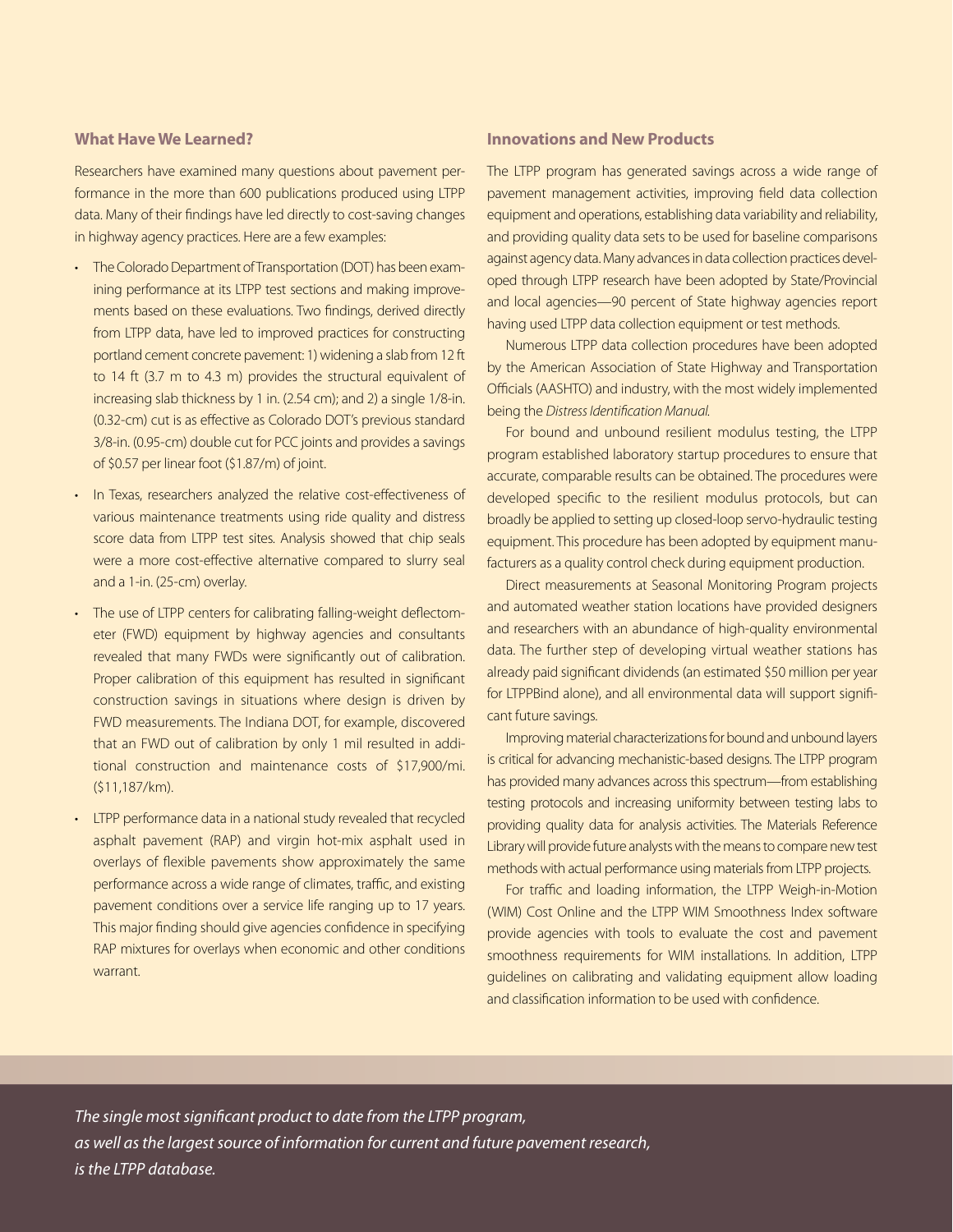## What Have We Learned?

Researchers have examined many questions about pavement performance in the more than 600 publications produced using LTPP data. Many of their findings have led directly to cost-saving changes in highway agency practices. Here are a few examples:

- The Colorado Department of Transportation (DOT) has been examining performance at its LTPP test sections and making improvements based on these evaluations. Two findings, derived directly from LTPP data, have led to improved practices for constructing portland cement concrete pavement: 1) widening a slab from 12 ft to 14 ft (3.7 m to 4.3 m) provides the structural equivalent of increasing slab thickness by 1 in. (2.54 cm); and 2) a single 1/8-in. (0.32-cm) cut is as effective as Colorado DOT's previous standard 3/8-in. (0.95-cm) double cut for PCC joints and provides a savings of $0.57 per linear foot ($1.87/m) of joint.
- In Texas, researchers analyzed the relative cost-effectiveness of various maintenance treatments using ride quality and distress score data from LTPP test sites. Analysis showed that chip seals were a more cost-effective alternative compared to slurry seal and a 1-in. (25-cm) overlay.
- The use of LTPP centers for calibrating falling-weight deflectometer (FWD) equipment by highway agencies and consultants revealed that many FWDs were significantly out of calibration. Proper calibration of this equipment has resulted in significant construction savings in situations where design is driven by FWD measurements. The Indiana DOT, for example, discovered that an FWD out of calibration by only 1 mil resulted in additional construction and maintenance costs of $17,900/mi. ($11,187/km).
- LTPP performance data in a national study revealed that recycled asphalt pavement (RAP) and virgin hot-mix asphalt used in overlays of flexible pavements show approximately the same performance across a wide range of climates, traffic, and existing pavement conditions over a service life ranging up to 17 years. This major finding should give agencies confidence in specifying RAP mixtures for overlays when economic and other conditions warrant.

## Innovations and New Products

The LTPP program has generated savings across a wide range of pavement management activities, improving field data collection equipment and operations, establishing data variability and reliability, and providing quality data sets to be used for baseline comparisons against agency data. Many advances in data collection practices developed through LTPP research have been adopted by State/Provincial and local agencies—90 percent of State highway agencies report having used LTPP data collection equipment or test methods.

Numerous LTPP data collection procedures have been adopted by the American Association of State Highway and Transportation Officials (AASHTO) and industry, with the most widely implemented being the *Distress Identification Manual*.

For bound and unbound resilient modulus testing, the LTPP program established laboratory startup procedures to ensure that accurate, comparable results can be obtained. The procedures were developed specific to the resilient modulus protocols, but can broadly be applied to setting up closed-loop servo-hydraulic testing equipment. This procedure has been adopted by equipment manufacturers as a quality control check during equipment production.

Direct measurements at Seasonal Monitoring Program projects and automated weather station locations have provided designers and researchers with an abundance of high-quality environmental data. The further step of developing virtual weather stations has already paid significant dividends (an estimated $50 million per year for LTPPBind alone), and all environmental data will support significant future savings.

Improving material characterizations for bound and unbound layers is critical for advancing mechanistic-based designs. The LTPP program has provided many advances across this spectrum—from establishing testing protocols and increasing uniformity between testing labs to providing quality data for analysis activities. The Materials Reference Library will provide future analysts with the means to compare new test methods with actual performance using materials from LTPP projects.

For traffic and loading information, the LTPP Weigh-in-Motion (WIM) Cost Online and the LTPP WIM Smoothness Index software provide agencies with tools to evaluate the cost and pavement smoothness requirements for WIM installations. In addition, LTPP guidelines on calibrating and validating equipment allow loading and classification information to be used with confidence.

*The single most significant product to date from the LTPP program, as well as the largest source of information for current and future pavement research, is the LTPP database.*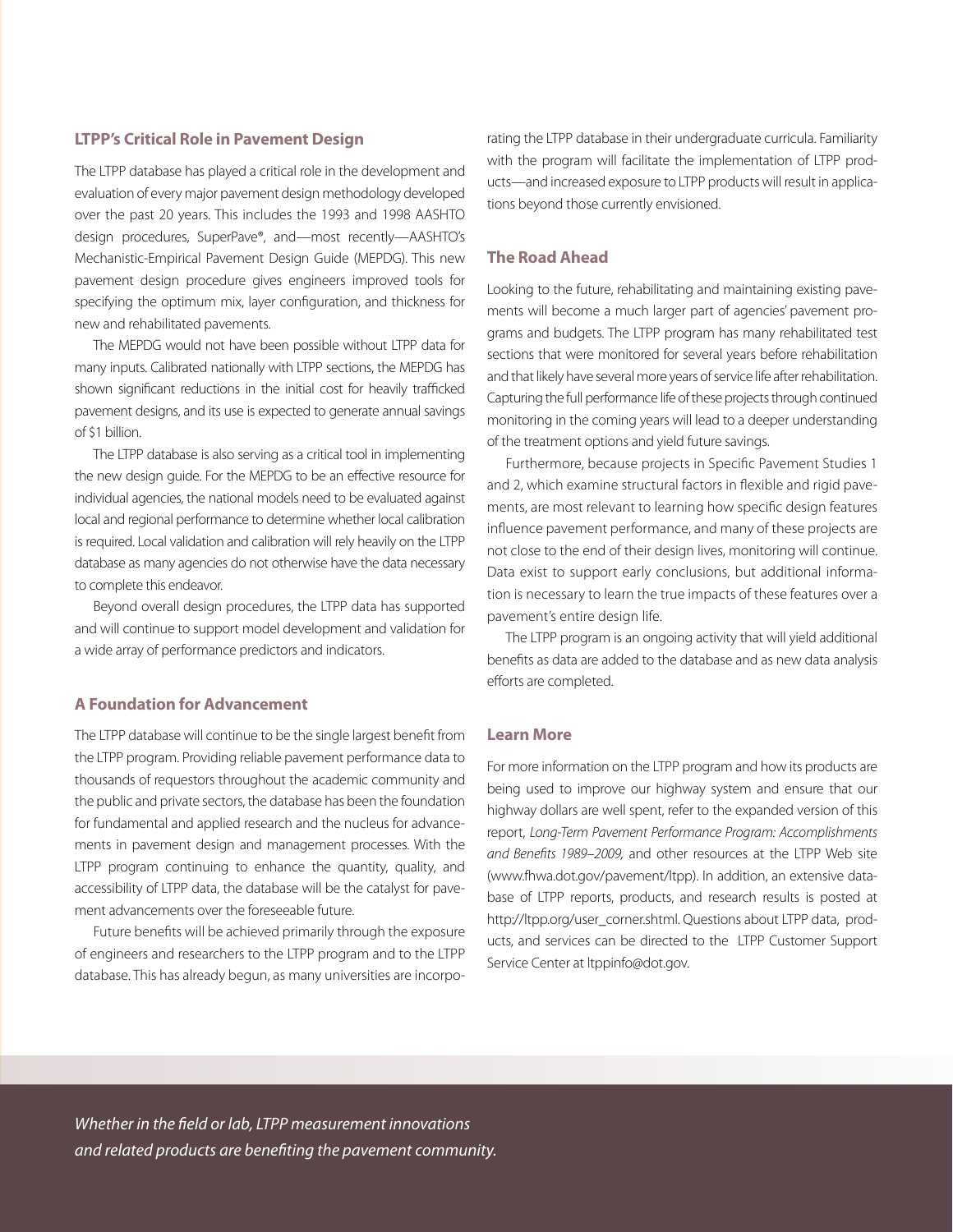## LTPP's Critical Role in Pavement Design

The LTPP database has played a critical role in the development and evaluation of every major pavement design methodology developed over the past 20 years. This includes the 1993 and 1998 AASHTO design procedures, SuperPave®, and—most recently—AASHTO's Mechanistic-Empirical Pavement Design Guide (MEPDG). This new pavement design procedure gives engineers improved tools for specifying the optimum mix, layer configuration, and thickness for new and rehabilitated pavements.

The MEPDG would not have been possible without LTPP data for many inputs. Calibrated nationally with LTPP sections, the MEPDG has shown significant reductions in the initial cost for heavily trafficked pavement designs, and its use is expected to generate annual savings of $1 billion.

The LTPP database is also serving as a critical tool in implementing the new design guide. For the MEPDG to be an effective resource for individual agencies, the national models need to be evaluated against local and regional performance to determine whether local calibration is required. Local validation and calibration will rely heavily on the LTPP database as many agencies do not otherwise have the data necessary to complete this endeavor.

Beyond overall design procedures, the LTPP data has supported and will continue to support model development and validation for a wide array of performance predictors and indicators.

## A Foundation for Advancement

The LTPP database will continue to be the single largest benefit from the LTPP program. Providing reliable pavement performance data to thousands of requestors throughout the academic community and the public and private sectors, the database has been the foundation for fundamental and applied research and the nucleus for advancements in pavement design and management processes. With the LTPP program continuing to enhance the quantity, quality, and accessibility of LTPP data, the database will be the catalyst for pavement advancements over the foreseeable future.

Future benefits will be achieved primarily through the exposure of engineers and researchers to the LTPP program and to the LTPP database. This has already begun, as many universities are incorporating the LTPP database in their undergraduate curricula. Familiarity with the program will facilitate the implementation of LTPP products—and increased exposure to LTPP products will result in applications beyond those currently envisioned.

## The Road Ahead

Looking to the future, rehabilitating and maintaining existing pavements will become a much larger part of agencies' pavement programs and budgets. The LTPP program has many rehabilitated test sections that were monitored for several years before rehabilitation and that likely have several more years of service life after rehabilitation. Capturing the full performance life of these projects through continued monitoring in the coming years will lead to a deeper understanding of the treatment options and yield future savings.

Furthermore, because projects in Specific Pavement Studies 1 and 2, which examine structural factors in flexible and rigid pavements, are most relevant to learning how specific design features influence pavement performance, and many of these projects are not close to the end of their design lives, monitoring will continue. Data exist to support early conclusions, but additional information is necessary to learn the true impacts of these features over a pavement's entire design life.

The LTPP program is an ongoing activity that will yield additional benefits as data are added to the database and as new data analysis efforts are completed.

## Learn More

For more information on the LTPP program and how its products are being used to improve our highway system and ensure that our highway dollars are well spent, refer to the expanded version of this report, *Long-Term Pavement Performance Program: Accomplishments and Benefits 1989–2009,* and other resources at the LTPP Web site (www.fhwa.dot.gov/pavement/ltpp). In addition, an extensive database of LTPP reports, products, and research results is posted at http://ltpp.org/user_corner.shtml. Questions about LTPP data, products, and services can be directed to the LTPP Customer Support Service Center at ltppinfo@dot.gov.

*Whether in the field or lab, LTPP measurement innovations and related products are benefiting the pavement community.*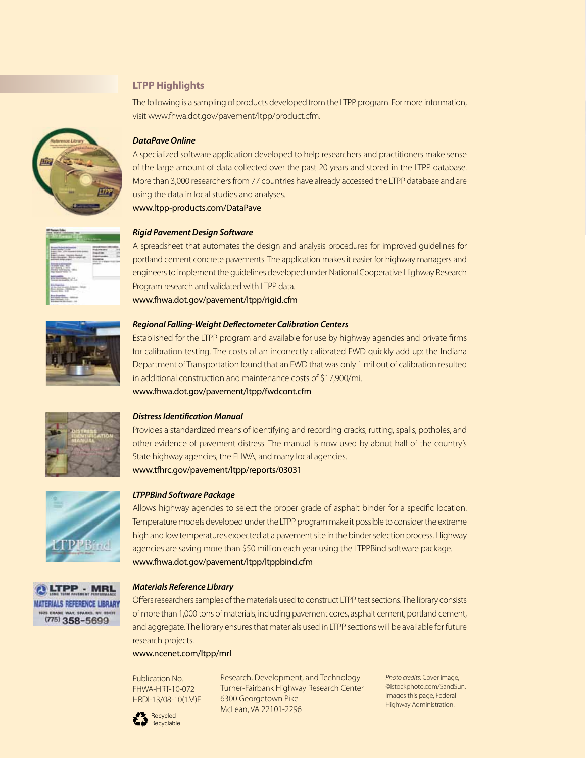## LTPP Highlights

The following is a sampling of products developed from the LTPP program. For more information, visit www.fhwa.dot.gov/pavement/ltpp/product.cfm.

### *DataPave Online*

A specialized software application developed to help researchers and practitioners make sense of the large amount of data collected over the past 20 years and stored in the LTPP database. More than 3,000 researchers from 77 countries have already accessed the LTPP database and are using the data in local studies and analyses.

www.ltpp-products.com/DataPave

### *Rigid Pavement Design Software*

A spreadsheet that automates the design and analysis procedures for improved guidelines for portland cement concrete pavements. The application makes it easier for highway managers and engineers to implement the guidelines developed under National Cooperative Highway Research Program research and validated with LTPP data.

www.fhwa.dot.gov/pavement/ltpp/rigid.cfm

### *Regional Falling-Weight Deflectometer Calibration Centers*

Established for the LTPP program and available for use by highway agencies and private firms for calibration testing. The costs of an incorrectly calibrated FWD quickly add up: the Indiana Department of Transportation found that an FWD that was only 1 mil out of calibration resulted in additional construction and maintenance costs of $17,900/mi.

www.fhwa.dot.gov/pavement/ltpp/fwdcont.cfm

### *Distress Identification Manual*

Provides a standardized means of identifying and recording cracks, rutting, spalls, potholes, and other evidence of pavement distress. The manual is now used by about half of the country's State highway agencies, the FHWA, and many local agencies.

www.tfhrc.gov/pavement/ltpp/reports/03031

### *LTPPBind Software Package*

Allows highway agencies to select the proper grade of asphalt binder for a specific location. Temperature models developed under the LTPP program make it possible to consider the extreme high and low temperatures expected at a pavement site in the binder selection process. Highway agencies are saving more than $50 million each year using the LTPPBind software package.

www.fhwa.dot.gov/pavement/ltpp/ltppbind.cfm

### *Materials Reference Library*

Offers researchers samples of the materials used to construct LTPP test sections. The library consists of more than 1,000 tons of materials, including pavement cores, asphalt cement, portland cement, and aggregate. The library ensures that materials used in LTPP sections will be available for future research projects.

www.ncenet.com/ltpp/mrl

---

Publication No.
FHWA-HRT-10-072
HRDI-13/08-10(1M)E

Recycled
Recyclable

Research, Development, and Technology
Turner-Fairbank Highway Research Center
6300 Georgetown Pike
McLean, VA 22101-2296

*Photo credits:* Cover image, ©istockphoto.com/SandSun. Images this page, Federal Highway Administration.